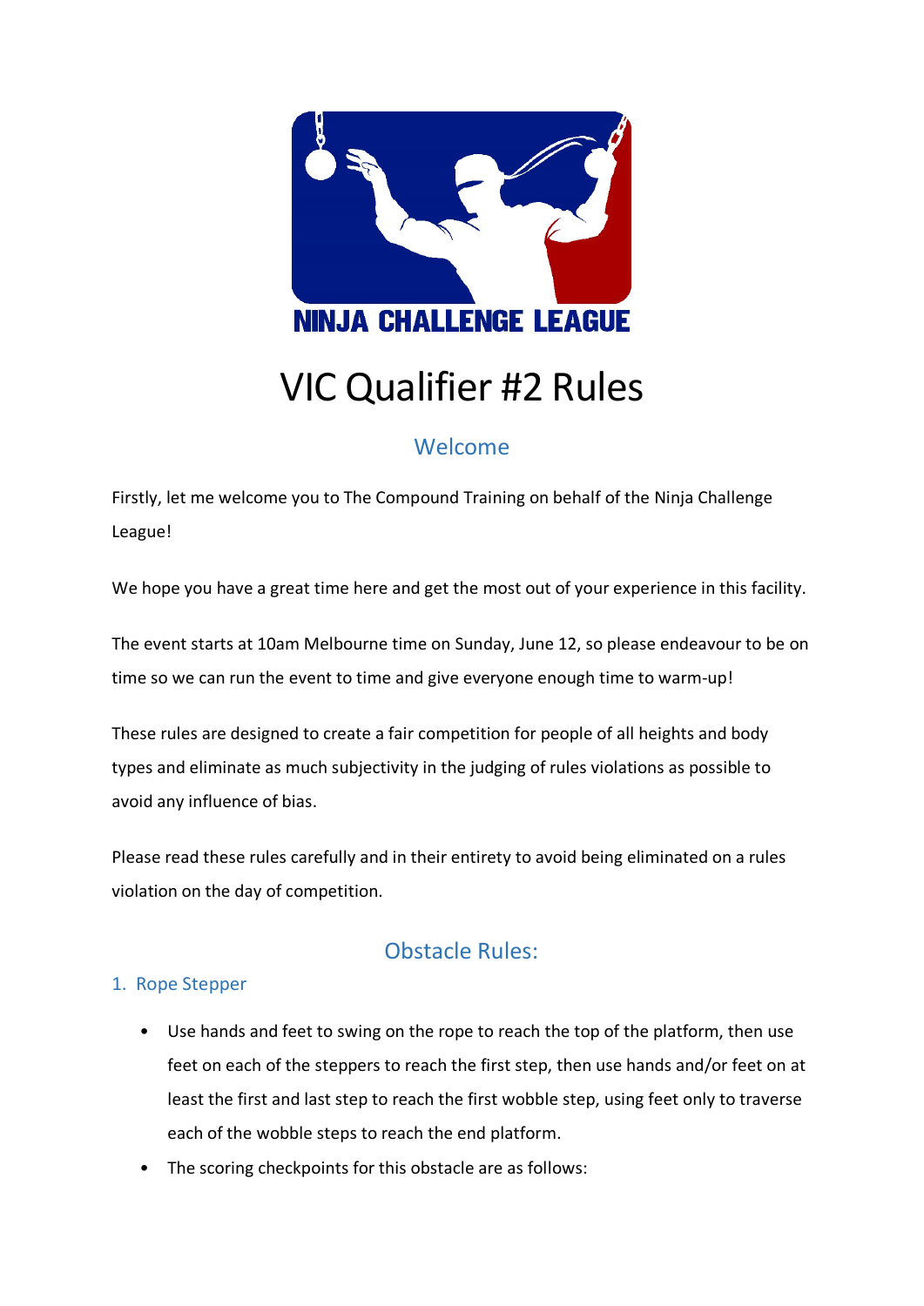NINJA CHALLENGE LEAGUE

# VIC Qualifier #2 Rules

## Welcome

Firstly, let me welcome you to The Compound Training on behalf of the Ninja Challenge League!

We hope you have a great time here and get the most out of your experience in this facility.

The event starts at 10am Melbourne time on Sunday, June 12, so please endeavour to be on time so we can run the event to time and give everyone enough time to warm-up!

These rules are designed to create a fair competition for people of all heights and body types and eliminate as much subjectivity in the judging of rules violations as possible to avoid any influence of bias.

Please read these rules carefully and in their entirety to avoid being eliminated on a rules violation on the day of competition.

## Obstacle Rules:

### 1. Rope Stepper

- Use hands and feet to swing on the rope to reach the top of the platform, then use feet on each of the steppers to reach the first step, then use hands and/or feet on at least the first and last step to reach the first wobble step, using feet only to traverse each of the wobble steps to reach the end platform.
- The scoring checkpoints for this obstacle are as follows: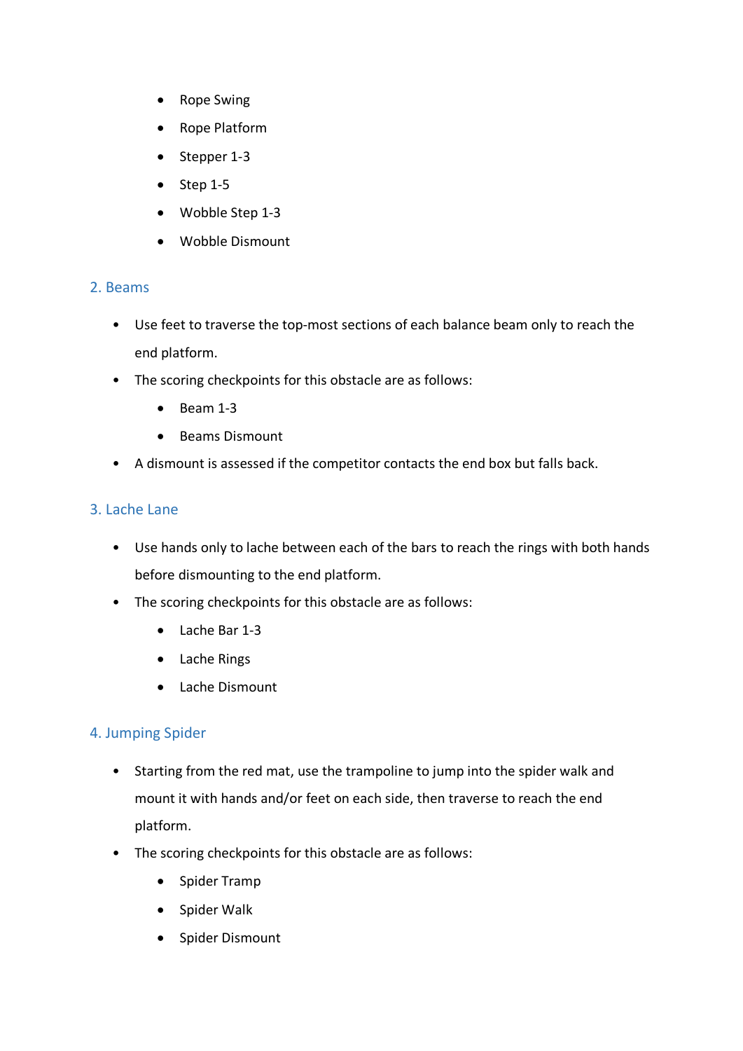- Rope Swing
- Rope Platform
- Stepper 1-3
- Step 1-5
- Wobble Step 1-3
- Wobble Dismount

## 2. Beams

- Use feet to traverse the top-most sections of each balance beam only to reach the end platform.
- The scoring checkpoints for this obstacle are as follows:
  - Beam 1-3
  - Beams Dismount
- A dismount is assessed if the competitor contacts the end box but falls back.

## 3. Lache Lane

- Use hands only to lache between each of the bars to reach the rings with both hands before dismounting to the end platform.
- The scoring checkpoints for this obstacle are as follows:
  - Lache Bar 1-3
  - Lache Rings
  - Lache Dismount

## 4. Jumping Spider

- Starting from the red mat, use the trampoline to jump into the spider walk and mount it with hands and/or feet on each side, then traverse to reach the end platform.
- The scoring checkpoints for this obstacle are as follows:
  - Spider Tramp
  - Spider Walk
  - Spider Dismount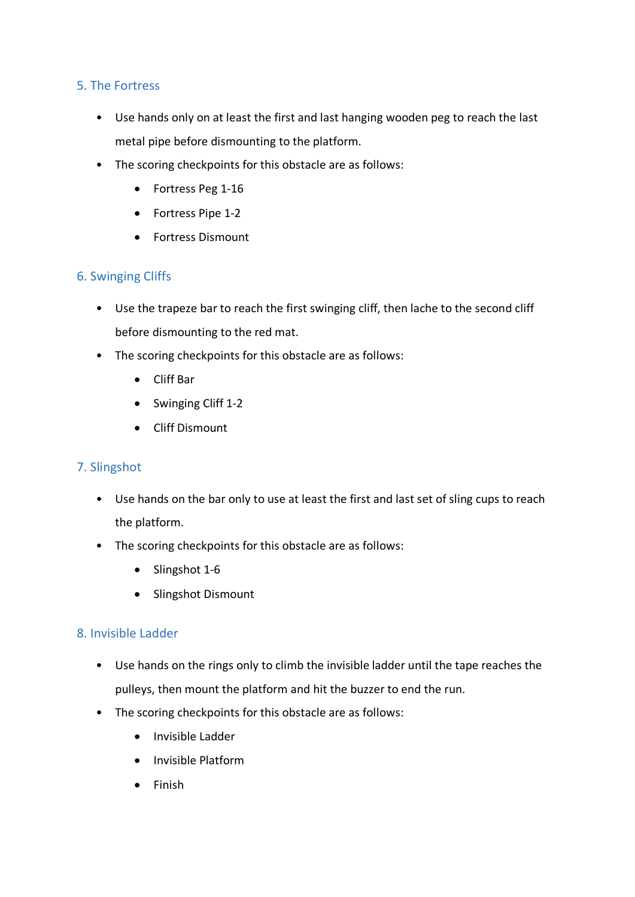## 5. The Fortress

- Use hands only on at least the first and last hanging wooden peg to reach the last metal pipe before dismounting to the platform.
- The scoring checkpoints for this obstacle are as follows:
    - Fortress Peg 1-16
    - Fortress Pipe 1-2
    - Fortress Dismount

## 6. Swinging Cliffs

- Use the trapeze bar to reach the first swinging cliff, then lache to the second cliff before dismounting to the red mat.
- The scoring checkpoints for this obstacle are as follows:
    - Cliff Bar
    - Swinging Cliff 1-2
    - Cliff Dismount

## 7. Slingshot

- Use hands on the bar only to use at least the first and last set of sling cups to reach the platform.
- The scoring checkpoints for this obstacle are as follows:
    - Slingshot 1-6
    - Slingshot Dismount

## 8. Invisible Ladder

- Use hands on the rings only to climb the invisible ladder until the tape reaches the pulleys, then mount the platform and hit the buzzer to end the run.
- The scoring checkpoints for this obstacle are as follows:
    - Invisible Ladder
    - Invisible Platform
    - Finish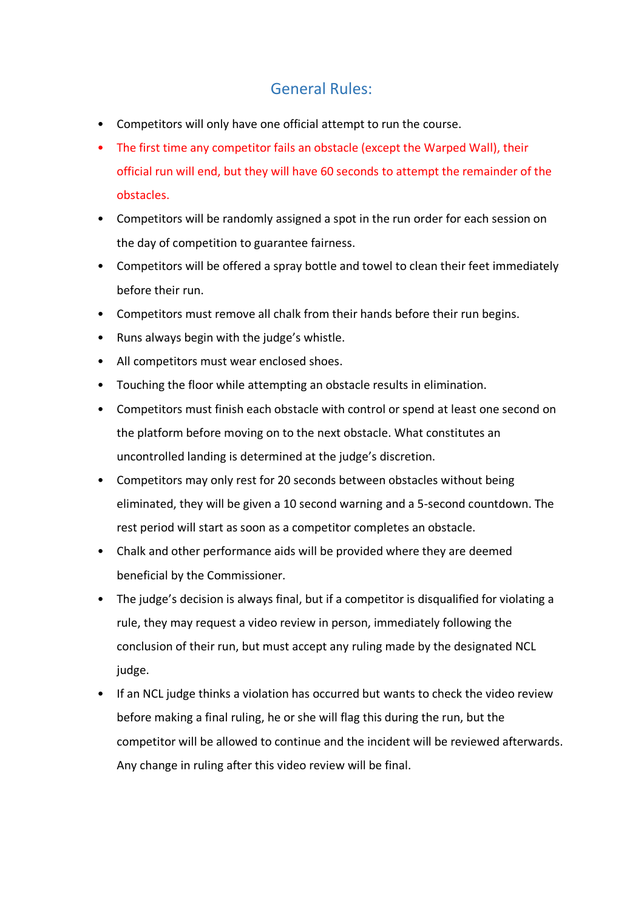## General Rules:

- Competitors will only have one official attempt to run the course.
- The first time any competitor fails an obstacle (except the Warped Wall), their official run will end, but they will have 60 seconds to attempt the remainder of the obstacles.
- Competitors will be randomly assigned a spot in the run order for each session on the day of competition to guarantee fairness.
- Competitors will be offered a spray bottle and towel to clean their feet immediately before their run.
- Competitors must remove all chalk from their hands before their run begins.
- Runs always begin with the judge's whistle.
- All competitors must wear enclosed shoes.
- Touching the floor while attempting an obstacle results in elimination.
- Competitors must finish each obstacle with control or spend at least one second on the platform before moving on to the next obstacle. What constitutes an uncontrolled landing is determined at the judge's discretion.
- Competitors may only rest for 20 seconds between obstacles without being eliminated, they will be given a 10 second warning and a 5-second countdown. The rest period will start as soon as a competitor completes an obstacle.
- Chalk and other performance aids will be provided where they are deemed beneficial by the Commissioner.
- The judge's decision is always final, but if a competitor is disqualified for violating a rule, they may request a video review in person, immediately following the conclusion of their run, but must accept any ruling made by the designated NCL judge.
- If an NCL judge thinks a violation has occurred but wants to check the video review before making a final ruling, he or she will flag this during the run, but the competitor will be allowed to continue and the incident will be reviewed afterwards. Any change in ruling after this video review will be final.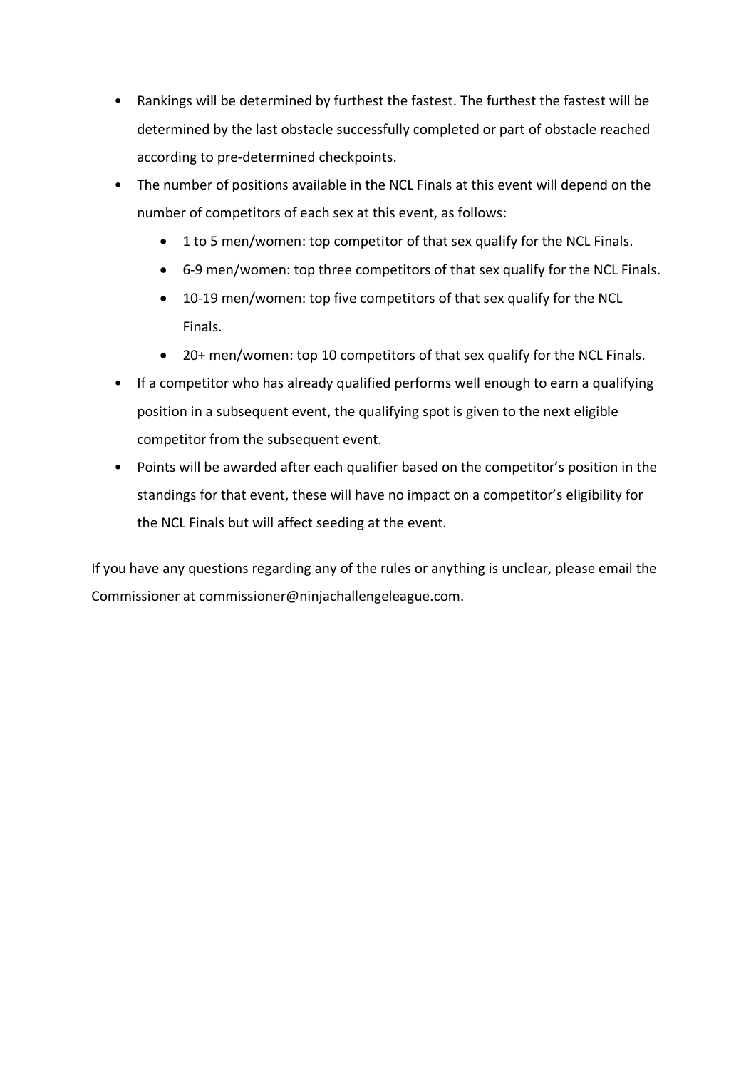- Rankings will be determined by furthest the fastest. The furthest the fastest will be determined by the last obstacle successfully completed or part of obstacle reached according to pre-determined checkpoints.
- The number of positions available in the NCL Finals at this event will depend on the number of competitors of each sex at this event, as follows:
  - 1 to 5 men/women: top competitor of that sex qualify for the NCL Finals.
  - 6-9 men/women: top three competitors of that sex qualify for the NCL Finals.
  - 10-19 men/women: top five competitors of that sex qualify for the NCL Finals.
  - 20+ men/women: top 10 competitors of that sex qualify for the NCL Finals.
- If a competitor who has already qualified performs well enough to earn a qualifying position in a subsequent event, the qualifying spot is given to the next eligible competitor from the subsequent event.
- Points will be awarded after each qualifier based on the competitor's position in the standings for that event, these will have no impact on a competitor's eligibility for the NCL Finals but will affect seeding at the event.

If you have any questions regarding any of the rules or anything is unclear, please email the Commissioner at commissioner@ninjachallengeleague.com.